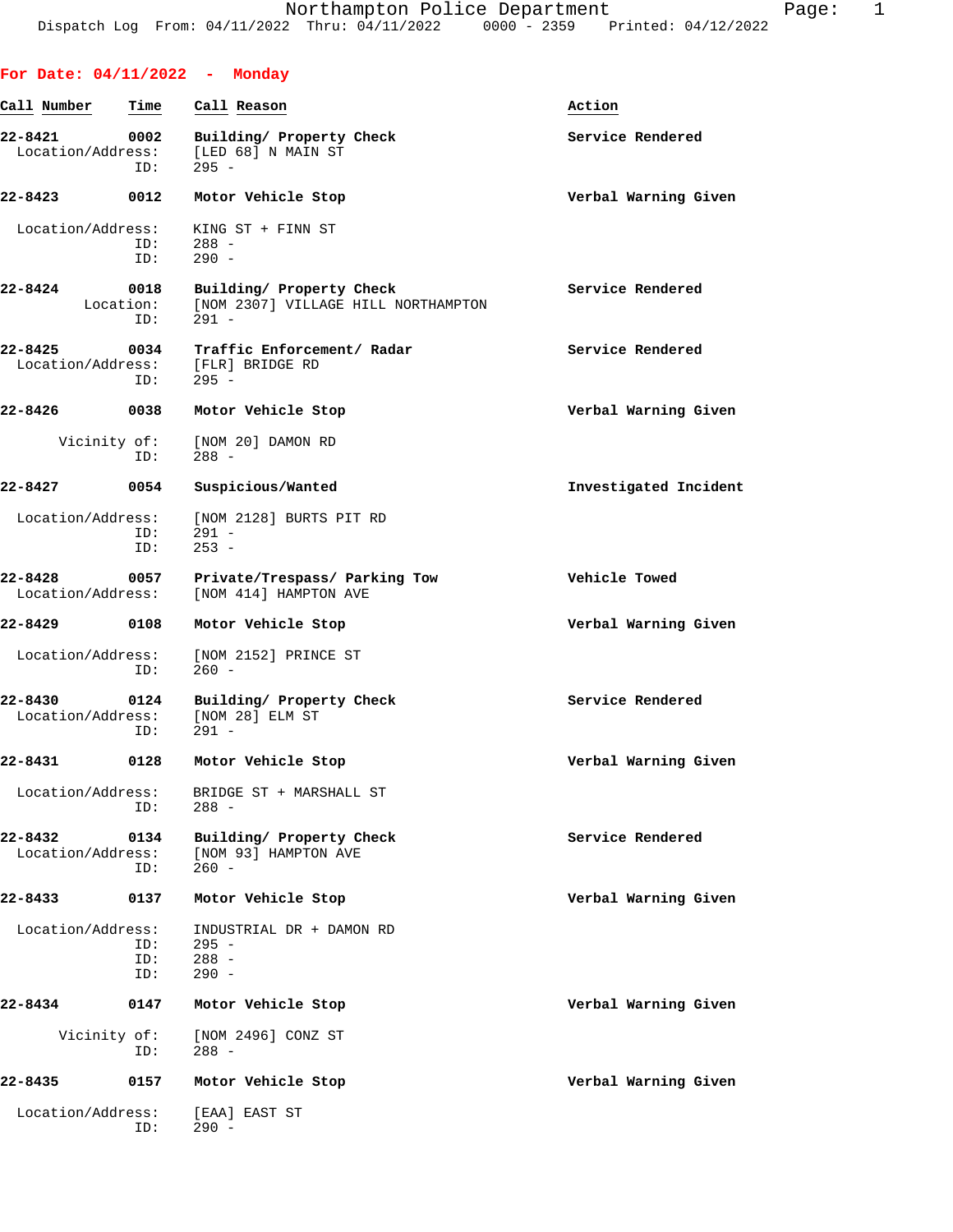Northampton Police Department
Dispatch Log From: 04/11/2022 Thru: 04/11/2022 0000 - 2359 Printed: 04/12/2022

**For Date: 04/11/2022 - Monday**

| Call Number | Time | Call Reason | Action |
|---|---|---|---|
| 22-8421 | 0002 | Building/ Property Check | Service Rendered |
| Location/Address: | | [LED 68] N MAIN ST | |
| ID: | | 295 - | |
| 22-8423 | 0012 | Motor Vehicle Stop | Verbal Warning Given |
| Location/Address: | | KING ST + FINN ST | |
| ID: | | 288 - | |
| ID: | | 290 - | |
| 22-8424 | 0018 | Building/ Property Check | Service Rendered |
| Location: | | [NOM 2307] VILLAGE HILL NORTHAMPTON | |
| ID: | | 291 - | |
| 22-8425 | 0034 | Traffic Enforcement/ Radar | Service Rendered |
| Location/Address: | | [FLR] BRIDGE RD | |
| ID: | | 295 - | |
| 22-8426 | 0038 | Motor Vehicle Stop | Verbal Warning Given |
| Vicinity of: | | [NOM 20] DAMON RD | |
| ID: | | 288 - | |
| 22-8427 | 0054 | Suspicious/Wanted | Investigated Incident |
| Location/Address: | | [NOM 2128] BURTS PIT RD | |
| ID: | | 291 - | |
| ID: | | 253 - | |
| 22-8428 | 0057 | Private/Trespass/ Parking Tow | Vehicle Towed |
| Location/Address: | | [NOM 414] HAMPTON AVE | |
| 22-8429 | 0108 | Motor Vehicle Stop | Verbal Warning Given |
| Location/Address: | | [NOM 2152] PRINCE ST | |
| ID: | | 260 - | |
| 22-8430 | 0124 | Building/ Property Check | Service Rendered |
| Location/Address: | | [NOM 28] ELM ST | |
| ID: | | 291 - | |
| 22-8431 | 0128 | Motor Vehicle Stop | Verbal Warning Given |
| Location/Address: | | BRIDGE ST + MARSHALL ST | |
| ID: | | 288 - | |
| 22-8432 | 0134 | Building/ Property Check | Service Rendered |
| Location/Address: | | [NOM 93] HAMPTON AVE | |
| ID: | | 260 - | |
| 22-8433 | 0137 | Motor Vehicle Stop | Verbal Warning Given |
| Location/Address: | | INDUSTRIAL DR + DAMON RD | |
| ID: | | 295 - | |
| ID: | | 288 - | |
| ID: | | 290 - | |
| 22-8434 | 0147 | Motor Vehicle Stop | Verbal Warning Given |
| Vicinity of: | | [NOM 2496] CONZ ST | |
| ID: | | 288 - | |
| 22-8435 | 0157 | Motor Vehicle Stop | Verbal Warning Given |
| Location/Address: | | [EAA] EAST ST | |
| ID: | | 290 - | |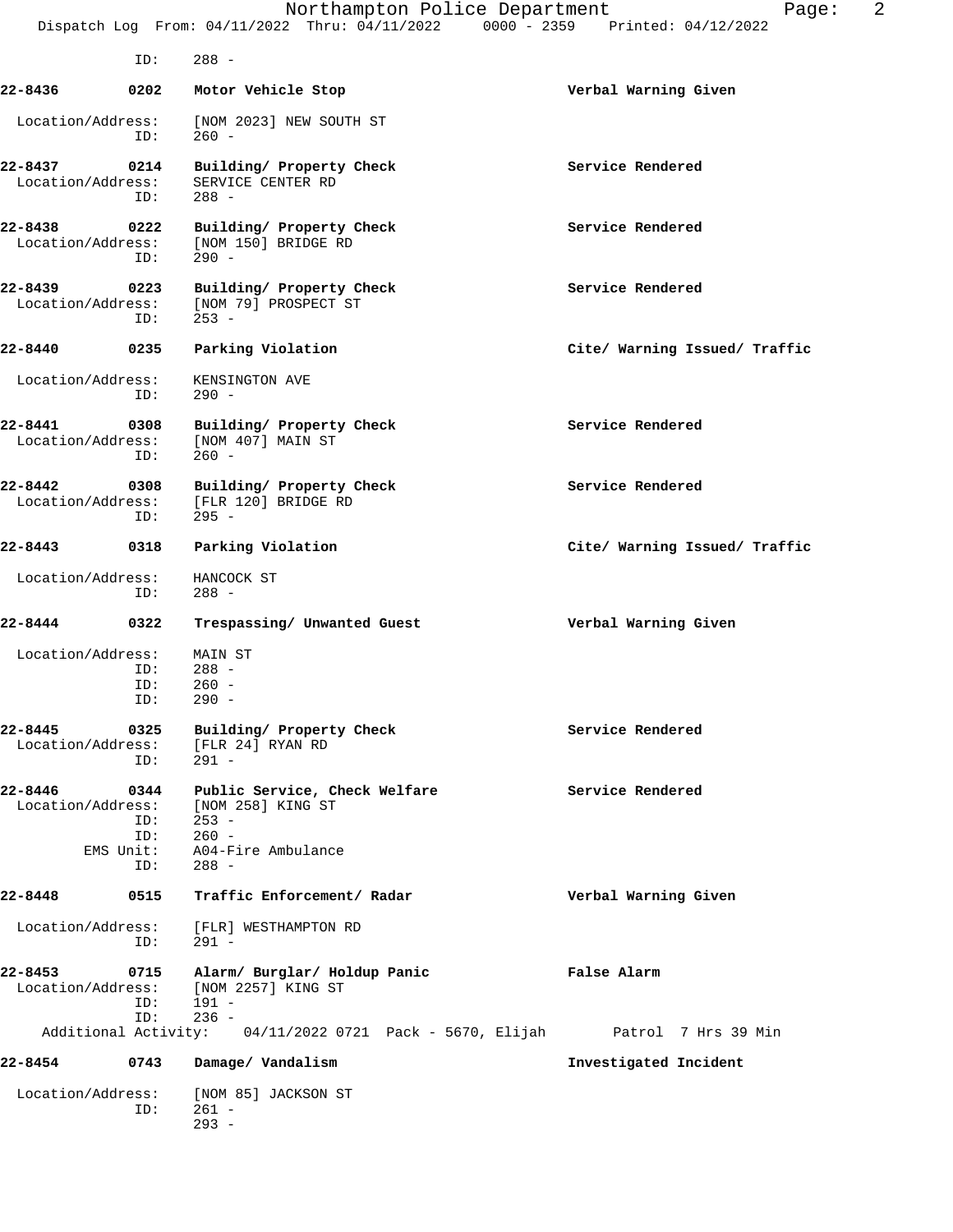ID: 288 -

**22-8436 0202 Motor Vehicle Stop** — **Verbal Warning Given**

Location/Address: [NOM 2023] NEW SOUTH ST
ID: 260 -

**22-8437 0214 Building/ Property Check** — **Service Rendered**

Location/Address: SERVICE CENTER RD
ID: 288 -

**22-8438 0222 Building/ Property Check** — **Service Rendered**

Location/Address: [NOM 150] BRIDGE RD
ID: 290 -

**22-8439 0223 Building/ Property Check** — **Service Rendered**

Location/Address: [NOM 79] PROSPECT ST
ID: 253 -

**22-8440 0235 Parking Violation** — **Cite/ Warning Issued/ Traffic**

Location/Address: KENSINGTON AVE
ID: 290 -

**22-8441 0308 Building/ Property Check** — **Service Rendered**

Location/Address: [NOM 407] MAIN ST
ID: 260 -

**22-8442 0308 Building/ Property Check** — **Service Rendered**

Location/Address: [FLR 120] BRIDGE RD
ID: 295 -

**22-8443 0318 Parking Violation** — **Cite/ Warning Issued/ Traffic**

Location/Address: HANCOCK ST
ID: 288 -

**22-8444 0322 Trespassing/ Unwanted Guest** — **Verbal Warning Given**

Location/Address: MAIN ST
ID: 288 -
ID: 260 -
ID: 290 -

**22-8445 0325 Building/ Property Check** — **Service Rendered**

Location/Address: [FLR 24] RYAN RD
ID: 291 -

**22-8446 0344 Public Service, Check Welfare** — **Service Rendered**

Location/Address: [NOM 258] KING ST
ID: 253 -
ID: 260 -
EMS Unit: A04-Fire Ambulance
ID: 288 -

**22-8448 0515 Traffic Enforcement/ Radar** — **Verbal Warning Given**

Location/Address: [FLR] WESTHAMPTON RD
ID: 291 -

**22-8453 0715 Alarm/ Burglar/ Holdup Panic** — **False Alarm**

Location/Address: [NOM 2257] KING ST
ID: 191 -
ID: 236 -
Additional Activity: 04/11/2022 0721 Pack - 5670, Elijah Patrol 7 Hrs 39 Min

**22-8454 0743 Damage/ Vandalism** — **Investigated Incident**

Location/Address: [NOM 85] JACKSON ST
ID: 261 -
293 -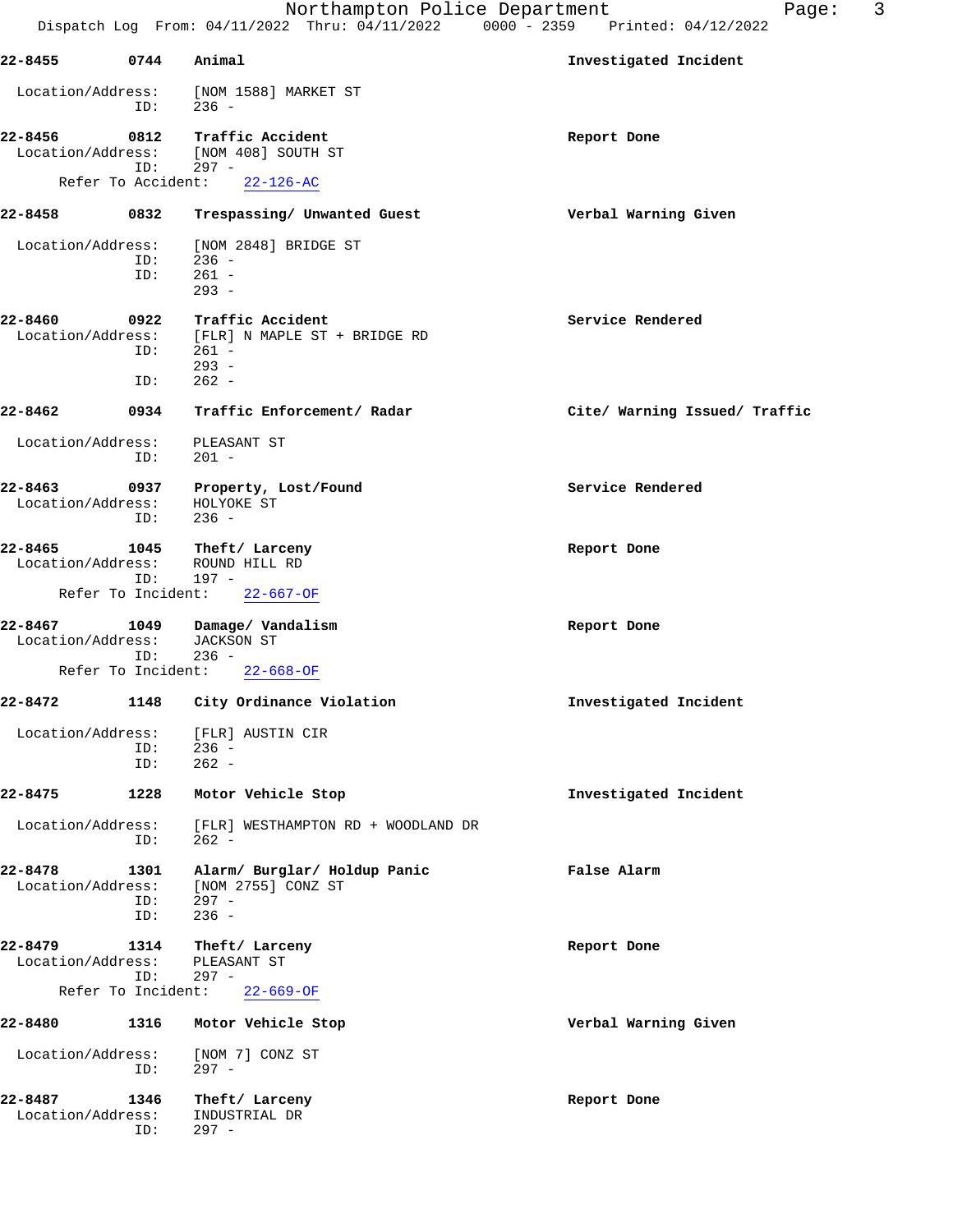22-8455 0744 Animal — Investigated Incident

Location/Address: [NOM 1588] MARKET ST
ID: 236 -

22-8456 0812 Traffic Accident — Report Done

Location/Address: [NOM 408] SOUTH ST
ID: 297 -
Refer To Accident: 22-126-AC

22-8458 0832 Trespassing/ Unwanted Guest — Verbal Warning Given

Location/Address: [NOM 2848] BRIDGE ST
ID: 236 -
ID: 261 -
293 -

22-8460 0922 Traffic Accident — Service Rendered

Location/Address: [FLR] N MAPLE ST + BRIDGE RD
ID: 261 -
293 -
ID: 262 -

22-8462 0934 Traffic Enforcement/ Radar — Cite/ Warning Issued/ Traffic

Location/Address: PLEASANT ST
ID: 201 -

22-8463 0937 Property, Lost/Found — Service Rendered

Location/Address: HOLYOKE ST
ID: 236 -

22-8465 1045 Theft/ Larceny — Report Done

Location/Address: ROUND HILL RD
ID: 197 -
Refer To Incident: 22-667-OF

22-8467 1049 Damage/ Vandalism — Report Done

Location/Address: JACKSON ST
ID: 236 -
Refer To Incident: 22-668-OF

22-8472 1148 City Ordinance Violation — Investigated Incident

Location/Address: [FLR] AUSTIN CIR
ID: 236 -
ID: 262 -

22-8475 1228 Motor Vehicle Stop — Investigated Incident

Location/Address: [FLR] WESTHAMPTON RD + WOODLAND DR
ID: 262 -

22-8478 1301 Alarm/ Burglar/ Holdup Panic — False Alarm

Location/Address: [NOM 2755] CONZ ST
ID: 297 -
ID: 236 -

22-8479 1314 Theft/ Larceny — Report Done

Location/Address: PLEASANT ST
ID: 297 -
Refer To Incident: 22-669-OF

22-8480 1316 Motor Vehicle Stop — Verbal Warning Given

Location/Address: [NOM 7] CONZ ST
ID: 297 -

22-8487 1346 Theft/ Larceny — Report Done

Location/Address: INDUSTRIAL DR
ID: 297 -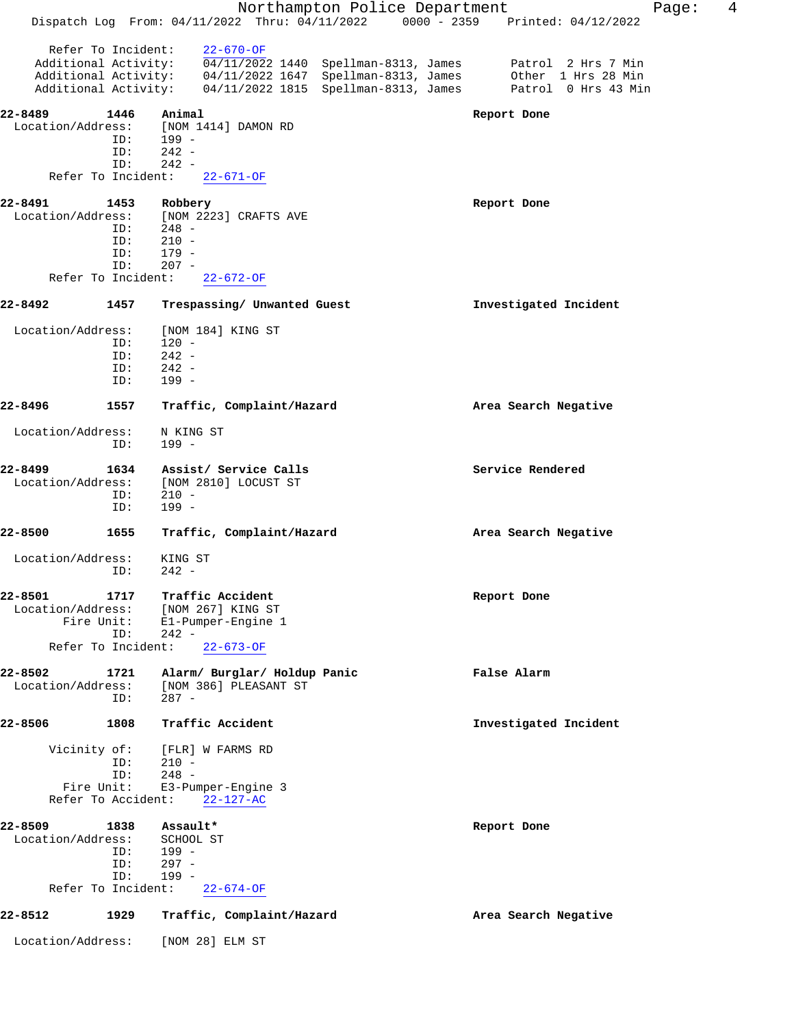```
    Refer To Incident:    22-670-OF
  Additional Activity:    04/11/2022 1440  Spellman-8313, James       Patrol  2 Hrs 7 Min
  Additional Activity:    04/11/2022 1647  Spellman-8313, James       Other  1 Hrs 28 Min
  Additional Activity:    04/11/2022 1815  Spellman-8313, James       Patrol  0 Hrs 43 Min

22-8489        1446    Animal                                      Report Done
  Location/Address:    [NOM 1414] DAMON RD
               ID:      199 -
               ID:      242 -
               ID:      242 -
    Refer To Incident:    22-671-OF

22-8491        1453    Robbery                                     Report Done
  Location/Address:    [NOM 2223] CRAFTS AVE
               ID:      248 -
               ID:      210 -
               ID:      179 -
               ID:      207 -
    Refer To Incident:    22-672-OF

22-8492        1457    Trespassing/ Unwanted Guest                 Investigated Incident

  Location/Address:    [NOM 184] KING ST
               ID:     120 -
               ID:     242 -
               ID:     242 -
               ID:     199 -

22-8496        1557    Traffic, Complaint/Hazard                   Area Search Negative

  Location/Address:    N KING ST
               ID:     199 -

22-8499        1634    Assist/ Service Calls                       Service Rendered
  Location/Address:    [NOM 2810] LOCUST ST
               ID:     210 -
               ID:     199 -

22-8500        1655    Traffic, Complaint/Hazard                   Area Search Negative

  Location/Address:    KING ST
               ID:     242 -

22-8501        1717    Traffic Accident                            Report Done
  Location/Address:    [NOM 267] KING ST
         Fire Unit:    E1-Pumper-Engine 1
               ID:     242 -
    Refer To Incident:    22-673-OF

22-8502        1721    Alarm/ Burglar/ Holdup Panic                False Alarm
  Location/Address:    [NOM 386] PLEASANT ST
               ID:     287 -

22-8506        1808    Traffic Accident                            Investigated Incident

       Vicinity of:    [FLR] W FARMS RD
               ID:     210 -
               ID:     248 -
         Fire Unit:    E3-Pumper-Engine 3
    Refer To Accident:    22-127-AC

22-8509        1838    Assault*                                    Report Done
  Location/Address:    SCHOOL ST
               ID:     199 -
               ID:     297 -
               ID:     199 -
    Refer To Incident:    22-674-OF

22-8512        1929    Traffic, Complaint/Hazard                   Area Search Negative

  Location/Address:    [NOM 28] ELM ST
```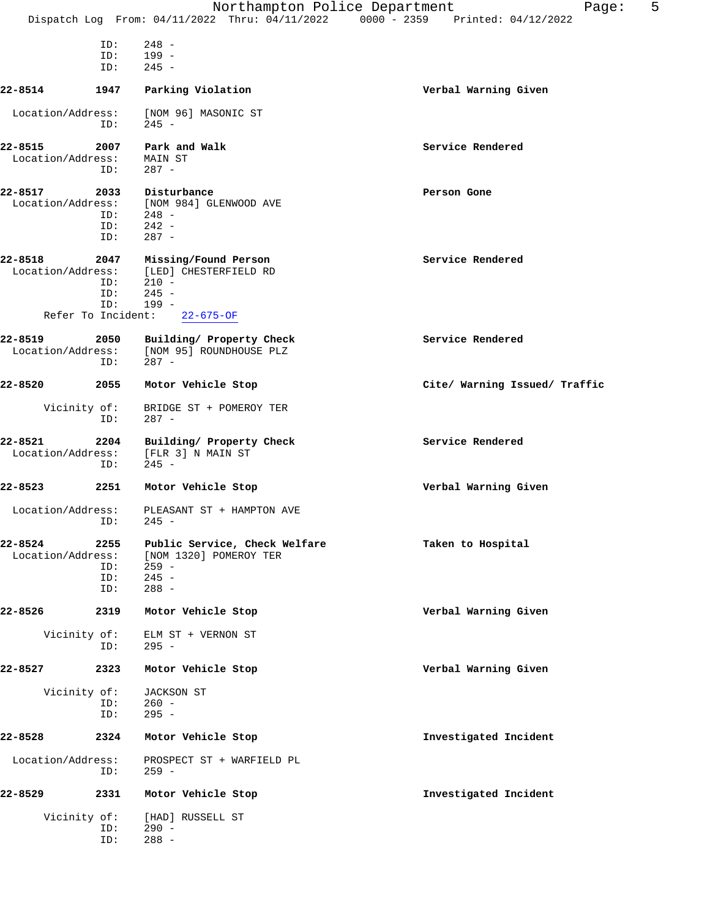ID: 248 -
ID: 199 -
ID: 245 -

**22-8514 1947 Parking Violation** **Verbal Warning Given**

Location/Address: [NOM 96] MASONIC ST
ID: 245 -

**22-8515 2007 Park and Walk** **Service Rendered**

Location/Address: MAIN ST
ID: 287 -

**22-8517 2033 Disturbance** **Person Gone**

Location/Address: [NOM 984] GLENWOOD AVE
ID: 248 -
ID: 242 -
ID: 287 -

**22-8518 2047 Missing/Found Person** **Service Rendered**

Location/Address: [LED] CHESTERFIELD RD
ID: 210 -
ID: 245 -
ID: 199 -
Refer To Incident: 22-675-OF

**22-8519 2050 Building/ Property Check** **Service Rendered**

Location/Address: [NOM 95] ROUNDHOUSE PLZ
ID: 287 -

**22-8520 2055 Motor Vehicle Stop** **Cite/ Warning Issued/ Traffic**

Vicinity of: BRIDGE ST + POMEROY TER
ID: 287 -

**22-8521 2204 Building/ Property Check** **Service Rendered**

Location/Address: [FLR 3] N MAIN ST
ID: 245 -

**22-8523 2251 Motor Vehicle Stop** **Verbal Warning Given**

Location/Address: PLEASANT ST + HAMPTON AVE
ID: 245 -

**22-8524 2255 Public Service, Check Welfare** **Taken to Hospital**

Location/Address: [NOM 1320] POMEROY TER
ID: 259 -
ID: 245 -
ID: 288 -

**22-8526 2319 Motor Vehicle Stop** **Verbal Warning Given**

Vicinity of: ELM ST + VERNON ST
ID: 295 -

**22-8527 2323 Motor Vehicle Stop** **Verbal Warning Given**

Vicinity of: JACKSON ST
ID: 260 -
ID: 295 -

**22-8528 2324 Motor Vehicle Stop** **Investigated Incident**

Location/Address: PROSPECT ST + WARFIELD PL
ID: 259 -

**22-8529 2331 Motor Vehicle Stop** **Investigated Incident**

Vicinity of: [HAD] RUSSELL ST
ID: 290 -
ID: 288 -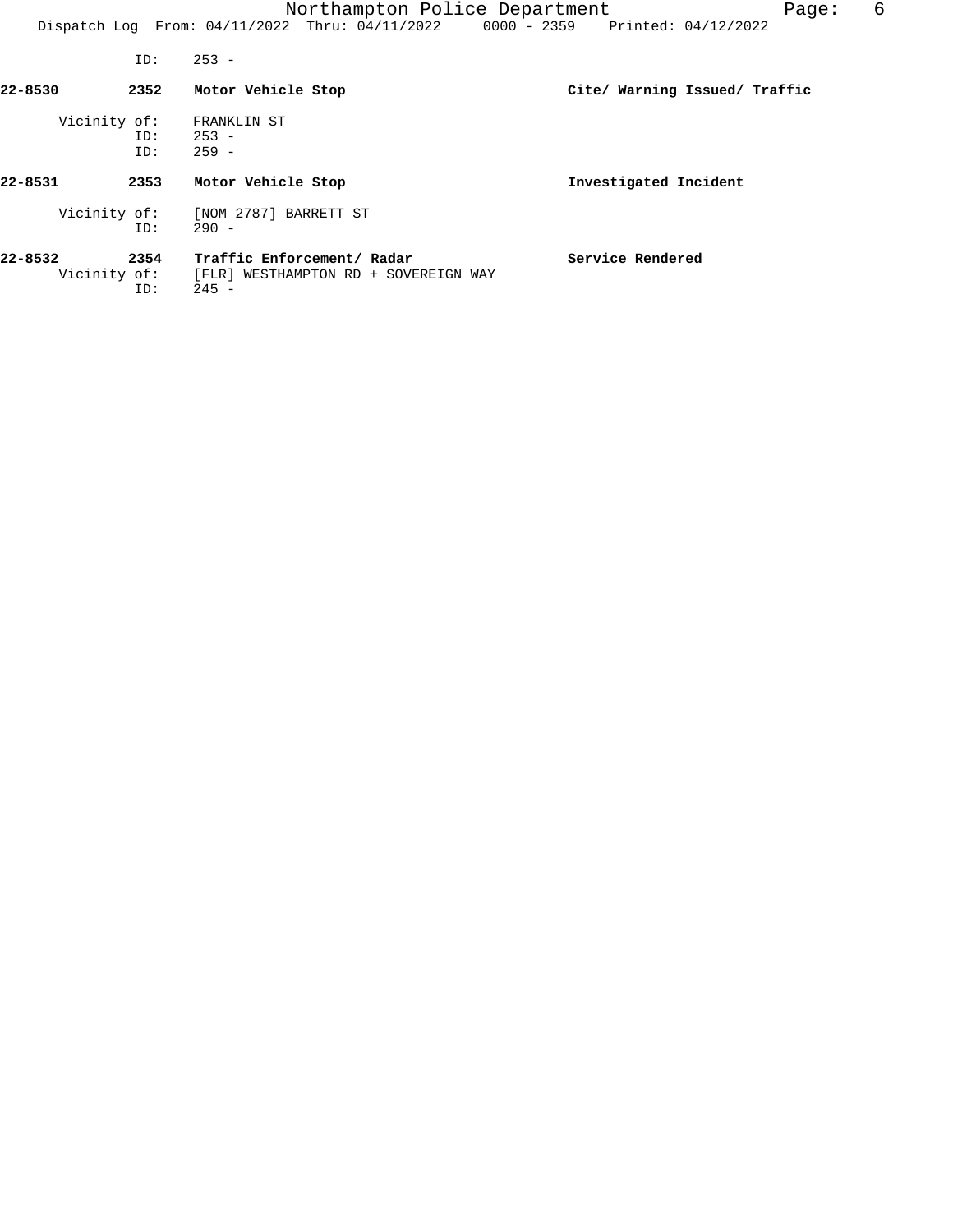ID: 253 -

**22-8530 2352 Motor Vehicle Stop** **Cite/ Warning Issued/ Traffic**

Vicinity of: FRANKLIN ST
ID: 253 -
ID: 259 -

**22-8531 2353 Motor Vehicle Stop** **Investigated Incident**

Vicinity of: [NOM 2787] BARRETT ST
ID: 290 -

**22-8532 2354 Traffic Enforcement/ Radar** **Service Rendered**

Vicinity of: [FLR] WESTHAMPTON RD + SOVEREIGN WAY
ID: 245 -